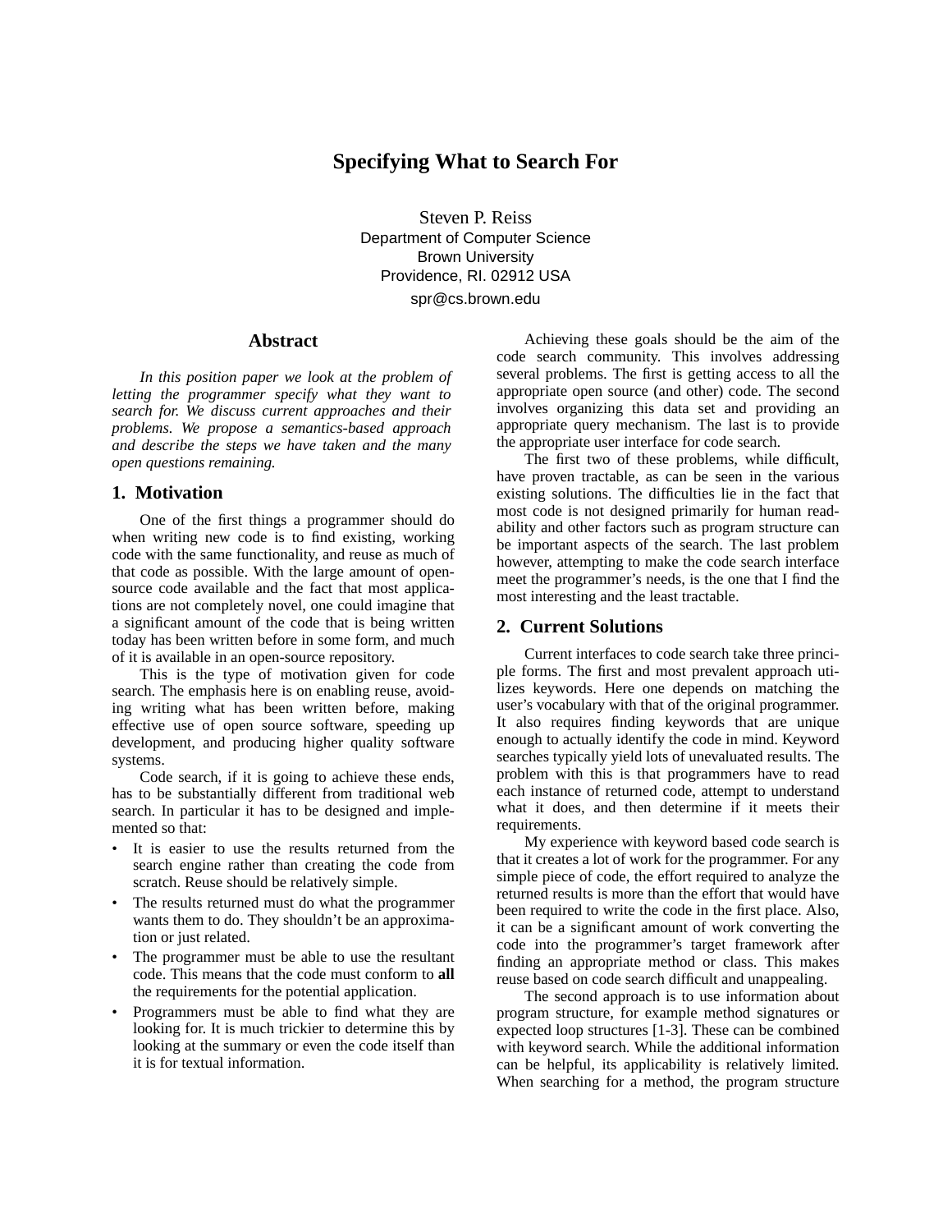# Specifying What to Search For

Steven P. Reiss
Department of Computer Science
Brown University
Providence, RI. 02912 USA
spr@cs.brown.edu

## Abstract

*In this position paper we look at the problem of letting the programmer specify what they want to search for. We discuss current approaches and their problems. We propose a semantics-based approach and describe the steps we have taken and the many open questions remaining.*

## 1. Motivation

One of the first things a programmer should do when writing new code is to find existing, working code with the same functionality, and reuse as much of that code as possible. With the large amount of open-source code available and the fact that most applications are not completely novel, one could imagine that a significant amount of the code that is being written today has been written before in some form, and much of it is available in an open-source repository.

This is the type of motivation given for code search. The emphasis here is on enabling reuse, avoiding writing what has been written before, making effective use of open source software, speeding up development, and producing higher quality software systems.

Code search, if it is going to achieve these ends, has to be substantially different from traditional web search. In particular it has to be designed and implemented so that:

- It is easier to use the results returned from the search engine rather than creating the code from scratch. Reuse should be relatively simple.
- The results returned must do what the programmer wants them to do. They shouldn't be an approximation or just related.
- The programmer must be able to use the resultant code. This means that the code must conform to **all** the requirements for the potential application.
- Programmers must be able to find what they are looking for. It is much trickier to determine this by looking at the summary or even the code itself than it is for textual information.

Achieving these goals should be the aim of the code search community. This involves addressing several problems. The first is getting access to all the appropriate open source (and other) code. The second involves organizing this data set and providing an appropriate query mechanism. The last is to provide the appropriate user interface for code search.

The first two of these problems, while difficult, have proven tractable, as can be seen in the various existing solutions. The difficulties lie in the fact that most code is not designed primarily for human readability and other factors such as program structure can be important aspects of the search. The last problem however, attempting to make the code search interface meet the programmer's needs, is the one that I find the most interesting and the least tractable.

## 2. Current Solutions

Current interfaces to code search take three principle forms. The first and most prevalent approach utilizes keywords. Here one depends on matching the user's vocabulary with that of the original programmer. It also requires finding keywords that are unique enough to actually identify the code in mind. Keyword searches typically yield lots of unevaluated results. The problem with this is that programmers have to read each instance of returned code, attempt to understand what it does, and then determine if it meets their requirements.

My experience with keyword based code search is that it creates a lot of work for the programmer. For any simple piece of code, the effort required to analyze the returned results is more than the effort that would have been required to write the code in the first place. Also, it can be a significant amount of work converting the code into the programmer's target framework after finding an appropriate method or class. This makes reuse based on code search difficult and unappealing.

The second approach is to use information about program structure, for example method signatures or expected loop structures [1-3]. These can be combined with keyword search. While the additional information can be helpful, its applicability is relatively limited. When searching for a method, the program structure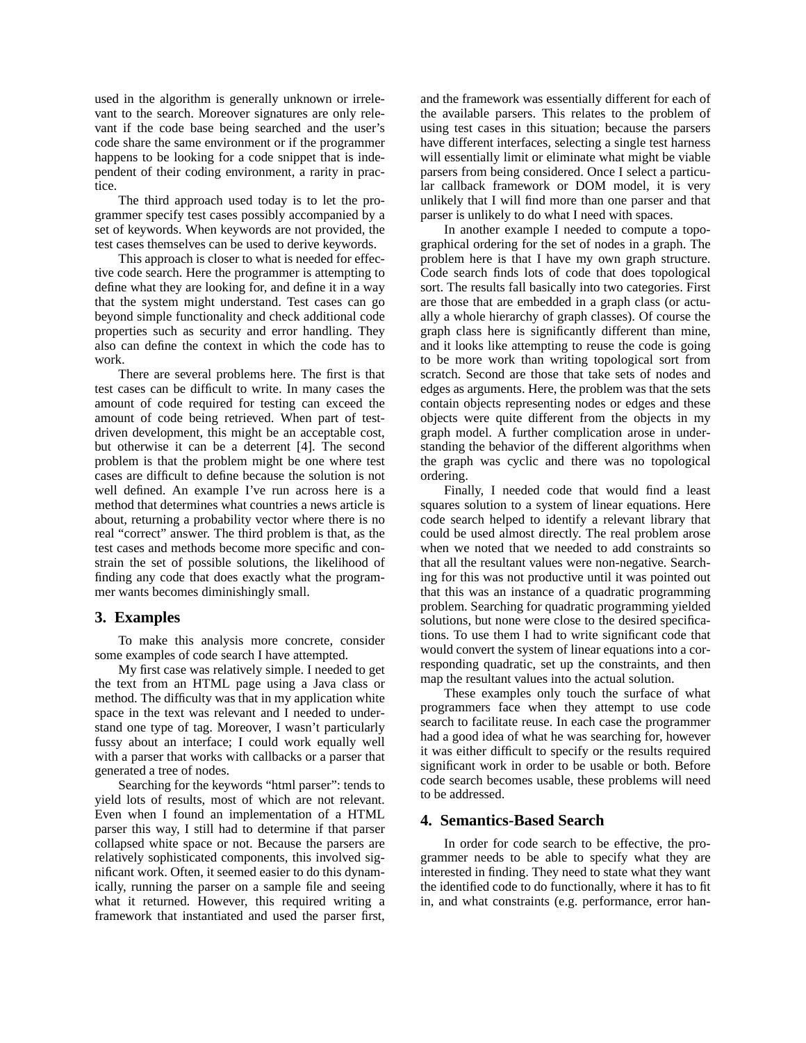used in the algorithm is generally unknown or irrelevant to the search. Moreover signatures are only relevant if the code base being searched and the user's code share the same environment or if the programmer happens to be looking for a code snippet that is independent of their coding environment, a rarity in practice.

The third approach used today is to let the programmer specify test cases possibly accompanied by a set of keywords. When keywords are not provided, the test cases themselves can be used to derive keywords.

This approach is closer to what is needed for effective code search. Here the programmer is attempting to define what they are looking for, and define it in a way that the system might understand. Test cases can go beyond simple functionality and check additional code properties such as security and error handling. They also can define the context in which the code has to work.

There are several problems here. The first is that test cases can be difficult to write. In many cases the amount of code required for testing can exceed the amount of code being retrieved. When part of test-driven development, this might be an acceptable cost, but otherwise it can be a deterrent [4]. The second problem is that the problem might be one where test cases are difficult to define because the solution is not well defined. An example I've run across here is a method that determines what countries a news article is about, returning a probability vector where there is no real "correct" answer. The third problem is that, as the test cases and methods become more specific and constrain the set of possible solutions, the likelihood of finding any code that does exactly what the programmer wants becomes diminishingly small.

## 3. Examples

To make this analysis more concrete, consider some examples of code search I have attempted.

My first case was relatively simple. I needed to get the text from an HTML page using a Java class or method. The difficulty was that in my application white space in the text was relevant and I needed to understand one type of tag. Moreover, I wasn't particularly fussy about an interface; I could work equally well with a parser that works with callbacks or a parser that generated a tree of nodes.

Searching for the keywords "html parser": tends to yield lots of results, most of which are not relevant. Even when I found an implementation of a HTML parser this way, I still had to determine if that parser collapsed white space or not. Because the parsers are relatively sophisticated components, this involved significant work. Often, it seemed easier to do this dynamically, running the parser on a sample file and seeing what it returned. However, this required writing a framework that instantiated and used the parser first, and the framework was essentially different for each of the available parsers. This relates to the problem of using test cases in this situation; because the parsers have different interfaces, selecting a single test harness will essentially limit or eliminate what might be viable parsers from being considered. Once I select a particular callback framework or DOM model, it is very unlikely that I will find more than one parser and that parser is unlikely to do what I need with spaces.

In another example I needed to compute a topographical ordering for the set of nodes in a graph. The problem here is that I have my own graph structure. Code search finds lots of code that does topological sort. The results fall basically into two categories. First are those that are embedded in a graph class (or actually a whole hierarchy of graph classes). Of course the graph class here is significantly different than mine, and it looks like attempting to reuse the code is going to be more work than writing topological sort from scratch. Second are those that take sets of nodes and edges as arguments. Here, the problem was that the sets contain objects representing nodes or edges and these objects were quite different from the objects in my graph model. A further complication arose in understanding the behavior of the different algorithms when the graph was cyclic and there was no topological ordering.

Finally, I needed code that would find a least squares solution to a system of linear equations. Here code search helped to identify a relevant library that could be used almost directly. The real problem arose when we noted that we needed to add constraints so that all the resultant values were non-negative. Searching for this was not productive until it was pointed out that this was an instance of a quadratic programming problem. Searching for quadratic programming yielded solutions, but none were close to the desired specifications. To use them I had to write significant code that would convert the system of linear equations into a corresponding quadratic, set up the constraints, and then map the resultant values into the actual solution.

These examples only touch the surface of what programmers face when they attempt to use code search to facilitate reuse. In each case the programmer had a good idea of what he was searching for, however it was either difficult to specify or the results required significant work in order to be usable or both. Before code search becomes usable, these problems will need to be addressed.

## 4. Semantics-Based Search

In order for code search to be effective, the programmer needs to be able to specify what they are interested in finding. They need to state what they want the identified code to do functionally, where it has to fit in, and what constraints (e.g. performance, error han-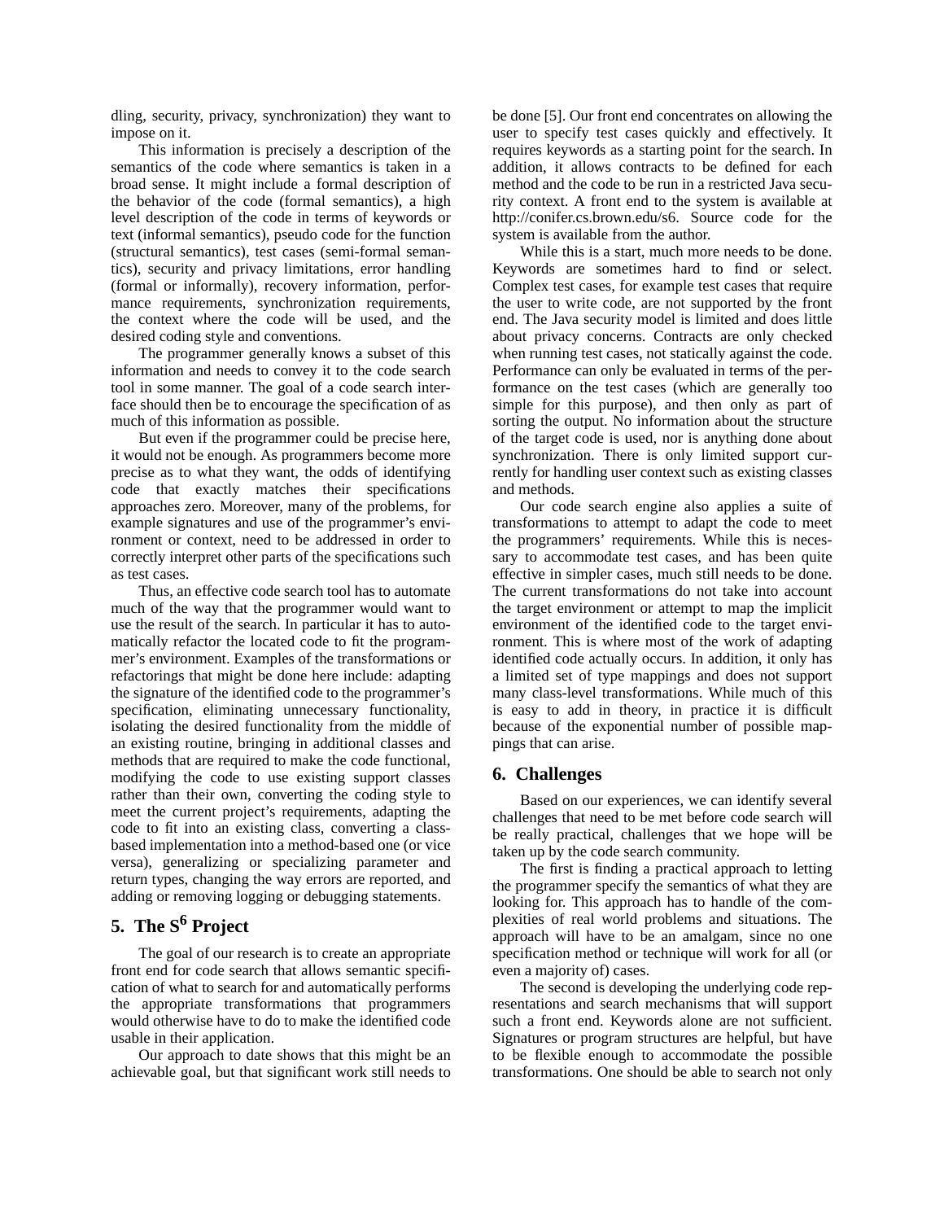dling, security, privacy, synchronization) they want to impose on it.

This information is precisely a description of the semantics of the code where semantics is taken in a broad sense. It might include a formal description of the behavior of the code (formal semantics), a high level description of the code in terms of keywords or text (informal semantics), pseudo code for the function (structural semantics), test cases (semi-formal semantics), security and privacy limitations, error handling (formal or informally), recovery information, performance requirements, synchronization requirements, the context where the code will be used, and the desired coding style and conventions.

The programmer generally knows a subset of this information and needs to convey it to the code search tool in some manner. The goal of a code search interface should then be to encourage the specification of as much of this information as possible.

But even if the programmer could be precise here, it would not be enough. As programmers become more precise as to what they want, the odds of identifying code that exactly matches their specifications approaches zero. Moreover, many of the problems, for example signatures and use of the programmer's environment or context, need to be addressed in order to correctly interpret other parts of the specifications such as test cases.

Thus, an effective code search tool has to automate much of the way that the programmer would want to use the result of the search. In particular it has to automatically refactor the located code to fit the programmer's environment. Examples of the transformations or refactorings that might be done here include: adapting the signature of the identified code to the programmer's specification, eliminating unnecessary functionality, isolating the desired functionality from the middle of an existing routine, bringing in additional classes and methods that are required to make the code functional, modifying the code to use existing support classes rather than their own, converting the coding style to meet the current project's requirements, adapting the code to fit into an existing class, converting a class-based implementation into a method-based one (or vice versa), generalizing or specializing parameter and return types, changing the way errors are reported, and adding or removing logging or debugging statements.

## 5. The S$^6$ Project

The goal of our research is to create an appropriate front end for code search that allows semantic specification of what to search for and automatically performs the appropriate transformations that programmers would otherwise have to do to make the identified code usable in their application.

Our approach to date shows that this might be an achievable goal, but that significant work still needs to be done [5]. Our front end concentrates on allowing the user to specify test cases quickly and effectively. It requires keywords as a starting point for the search. In addition, it allows contracts to be defined for each method and the code to be run in a restricted Java security context. A front end to the system is available at http://conifer.cs.brown.edu/s6. Source code for the system is available from the author.

While this is a start, much more needs to be done. Keywords are sometimes hard to find or select. Complex test cases, for example test cases that require the user to write code, are not supported by the front end. The Java security model is limited and does little about privacy concerns. Contracts are only checked when running test cases, not statically against the code. Performance can only be evaluated in terms of the performance on the test cases (which are generally too simple for this purpose), and then only as part of sorting the output. No information about the structure of the target code is used, nor is anything done about synchronization. There is only limited support currently for handling user context such as existing classes and methods.

Our code search engine also applies a suite of transformations to attempt to adapt the code to meet the programmers' requirements. While this is necessary to accommodate test cases, and has been quite effective in simpler cases, much still needs to be done. The current transformations do not take into account the target environment or attempt to map the implicit environment of the identified code to the target environment. This is where most of the work of adapting identified code actually occurs. In addition, it only has a limited set of type mappings and does not support many class-level transformations. While much of this is easy to add in theory, in practice it is difficult because of the exponential number of possible mappings that can arise.

## 6. Challenges

Based on our experiences, we can identify several challenges that need to be met before code search will be really practical, challenges that we hope will be taken up by the code search community.

The first is finding a practical approach to letting the programmer specify the semantics of what they are looking for. This approach has to handle of the complexities of real world problems and situations. The approach will have to be an amalgam, since no one specification method or technique will work for all (or even a majority of) cases.

The second is developing the underlying code representations and search mechanisms that will support such a front end. Keywords alone are not sufficient. Signatures or program structures are helpful, but have to be flexible enough to accommodate the possible transformations. One should be able to search not only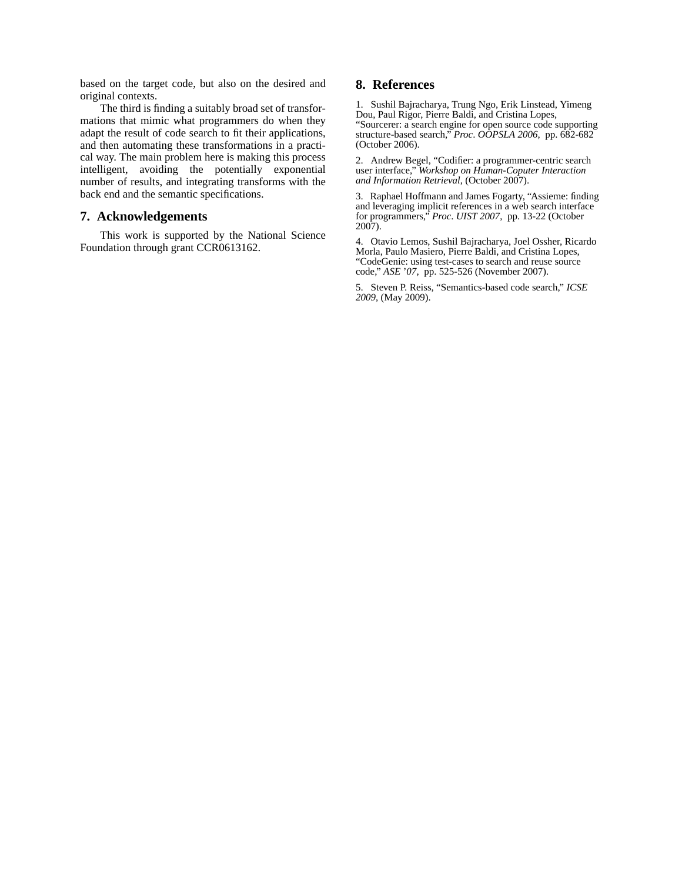based on the target code, but also on the desired and original contexts.

The third is finding a suitably broad set of transformations that mimic what programmers do when they adapt the result of code search to fit their applications, and then automating these transformations in a practical way. The main problem here is making this process intelligent, avoiding the potentially exponential number of results, and integrating transforms with the back end and the semantic specifications.

## 7. Acknowledgements

This work is supported by the National Science Foundation through grant CCR0613162.

## 8. References

1. Sushil Bajracharya, Trung Ngo, Erik Linstead, Yimeng Dou, Paul Rigor, Pierre Baldi, and Cristina Lopes, "Sourcerer: a search engine for open source code supporting structure-based search," *Proc. OOPSLA 2006*, pp. 682-682 (October 2006).

2. Andrew Begel, "Codifier: a programmer-centric search user interface," *Workshop on Human-Coputer Interaction and Information Retrieval*, (October 2007).

3. Raphael Hoffmann and James Fogarty, "Assieme: finding and leveraging implicit references in a web search interface for programmers," *Proc. UIST 2007*, pp. 13-22 (October 2007).

4. Otavio Lemos, Sushil Bajracharya, Joel Ossher, Ricardo Morla, Paulo Masiero, Pierre Baldi, and Cristina Lopes, "CodeGenie: using test-cases to search and reuse source code," *ASE '07*, pp. 525-526 (November 2007).

5. Steven P. Reiss, "Semantics-based code search," *ICSE 2009*, (May 2009).